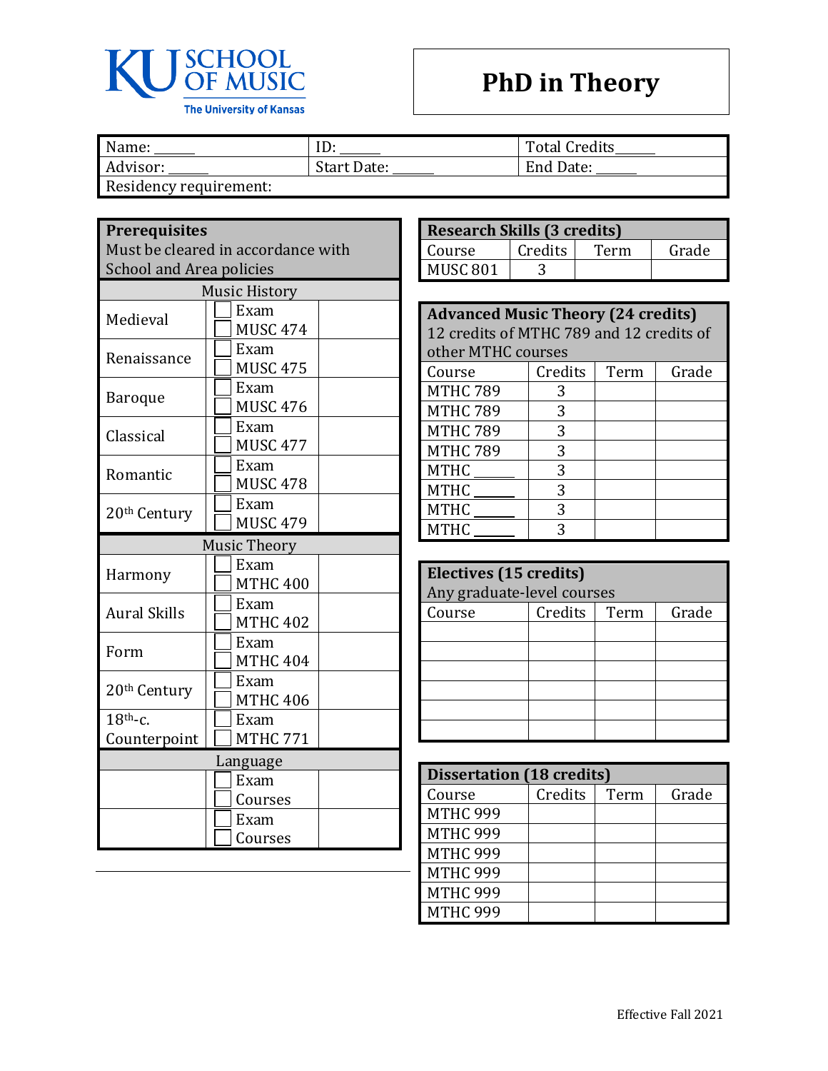# KU SCHOOL OF MUSIC
The University of Kansas

# PhD in Theory

| Name: ______ | ID: ______ | Total Credits______ |
|---|---|---|
| Advisor: ______ | Start Date: ______ | End Date: ______ |
| Residency requirement: | | |

## Prerequisites
Must be cleared in accordance with School and Area policies

| Music History | | |
|---|---|---|
| Medieval | ☐ Exam<br>☐ MUSC 474 | |
| Renaissance | ☐ Exam<br>☐ MUSC 475 | |
| Baroque | ☐ Exam<br>☐ MUSC 476 | |
| Classical | ☐ Exam<br>☐ MUSC 477 | |
| Romantic | ☐ Exam<br>☐ MUSC 478 | |
| 20th Century | ☐ Exam<br>☐ MUSC 479 | |
| **Music Theory** | | |
| Harmony | ☐ Exam<br>☐ MTHC 400 | |
| Aural Skills | ☐ Exam<br>☐ MTHC 402 | |
| Form | ☐ Exam<br>☐ MTHC 404 | |
| 20th Century | ☐ Exam<br>☐ MTHC 406 | |
| 18th-c. Counterpoint | ☐ Exam<br>☐ MTHC 771 | |
| **Language** | | |
| | ☐ Exam<br>☐ Courses | |
| | ☐ Exam<br>☐ Courses | |

## Research Skills (3 credits)

| Course | Credits | Term | Grade |
|---|---|---|---|
| MUSC 801 | 3 | | |

## Advanced Music Theory (24 credits)
12 credits of MTHC 789 and 12 credits of other MTHC courses

| Course | Credits | Term | Grade |
|---|---|---|---|
| MTHC 789 | 3 | | |
| MTHC 789 | 3 | | |
| MTHC 789 | 3 | | |
| MTHC 789 | 3 | | |
| MTHC ______ | 3 | | |
| MTHC ______ | 3 | | |
| MTHC ______ | 3 | | |
| MTHC ______ | 3 | | |

## Electives (15 credits)
Any graduate-level courses

| Course | Credits | Term | Grade |
|---|---|---|---|
| | | | |
| | | | |
| | | | |
| | | | |
| | | | |
| | | | |

## Dissertation (18 credits)

| Course | Credits | Term | Grade |
|---|---|---|---|
| MTHC 999 | | | |
| MTHC 999 | | | |
| MTHC 999 | | | |
| MTHC 999 | | | |
| MTHC 999 | | | |
| MTHC 999 | | | |

Effective Fall 2021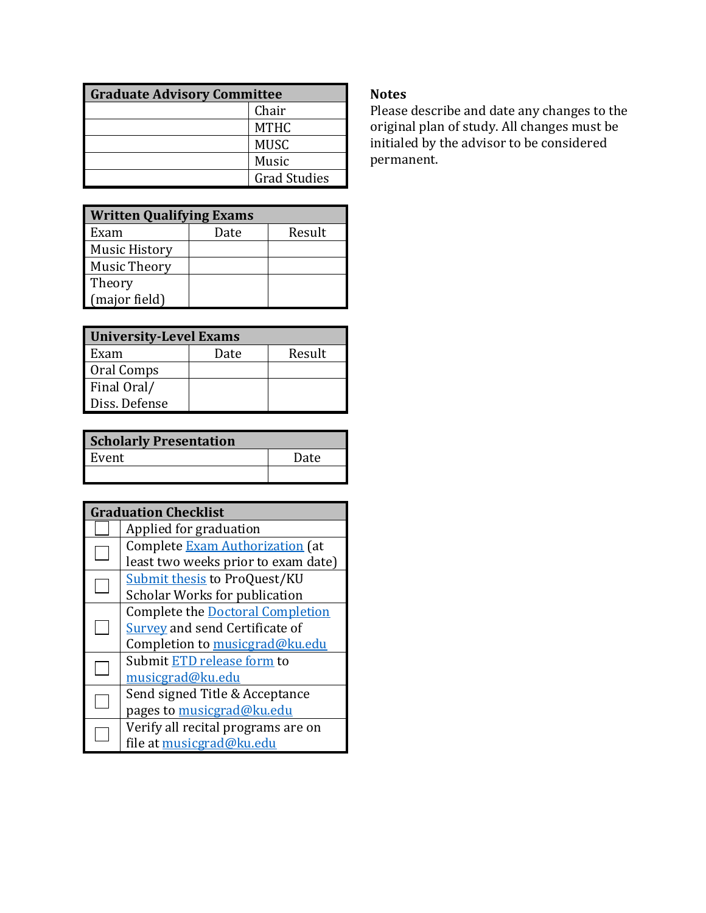## Graduate Advisory Committee

| | |
|---|---|
| | Chair |
| | MTHC |
| | MUSC |
| | Music |
| | Grad Studies |

## Written Qualifying Exams

| Exam | Date | Result |
|---|---|---|
| Music History | | |
| Music Theory | | |
| Theory (major field) | | |

## University-Level Exams

| Exam | Date | Result |
|---|---|---|
| Oral Comps | | |
| Final Oral/ Diss. Defense | | |

## Scholarly Presentation

| Event | Date |
|---|---|
| | |

## Graduation Checklist

| | |
|---|---|
| ☐ | Applied for graduation |
| ☐ | Complete Exam Authorization (at least two weeks prior to exam date) |
| ☐ | Submit thesis to ProQuest/KU Scholar Works for publication |
| ☐ | Complete the Doctoral Completion Survey and send Certificate of Completion to musicgrad@ku.edu |
| ☐ | Submit ETD release form to musicgrad@ku.edu |
| ☐ | Send signed Title & Acceptance pages to musicgrad@ku.edu |
| ☐ | Verify all recital programs are on file at musicgrad@ku.edu |

## Notes

Please describe and date any changes to the original plan of study. All changes must be initialed by the advisor to be considered permanent.